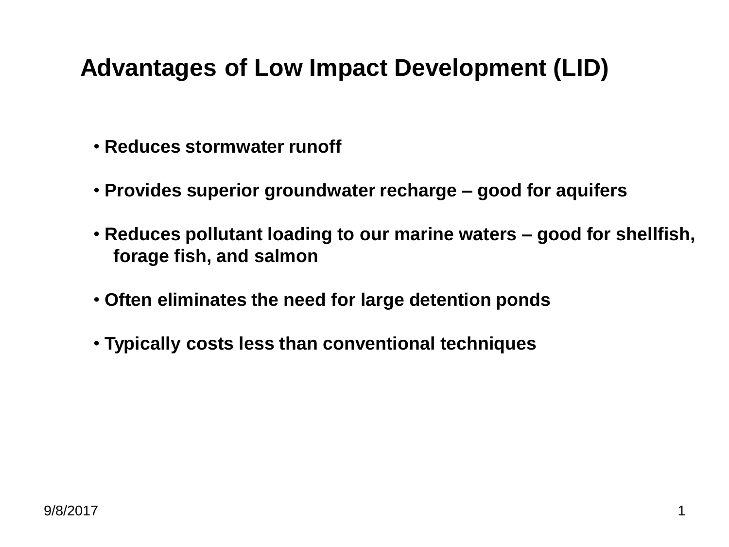# Advantages of Low Impact Development (LID)

- **Reduces stormwater runoff**
- **Provides superior groundwater recharge – good for aquifers**
- **Reduces pollutant loading to our marine waters – good for shellfish, forage fish, and salmon**
- **Often eliminates the need for large detention ponds**
- **Typically costs less than conventional techniques**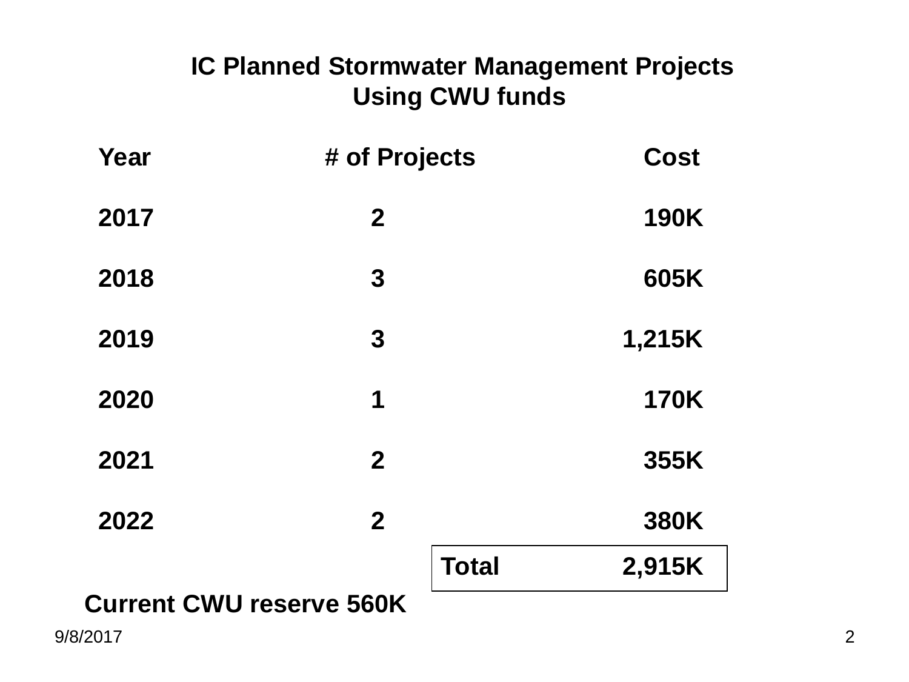# IC Planned Stormwater Management Projects Using CWU funds

| Year | # of Projects | Cost |
|---|---|---|
| 2017 | 2 | 190K |
| 2018 | 3 | 605K |
| 2019 | 3 | 1,215K |
| 2020 | 1 | 170K |
| 2021 | 2 | 355K |
| 2022 | 2 | 380K |
| | Total | 2,915K |

**Current CWU reserve 560K**

9/8/2017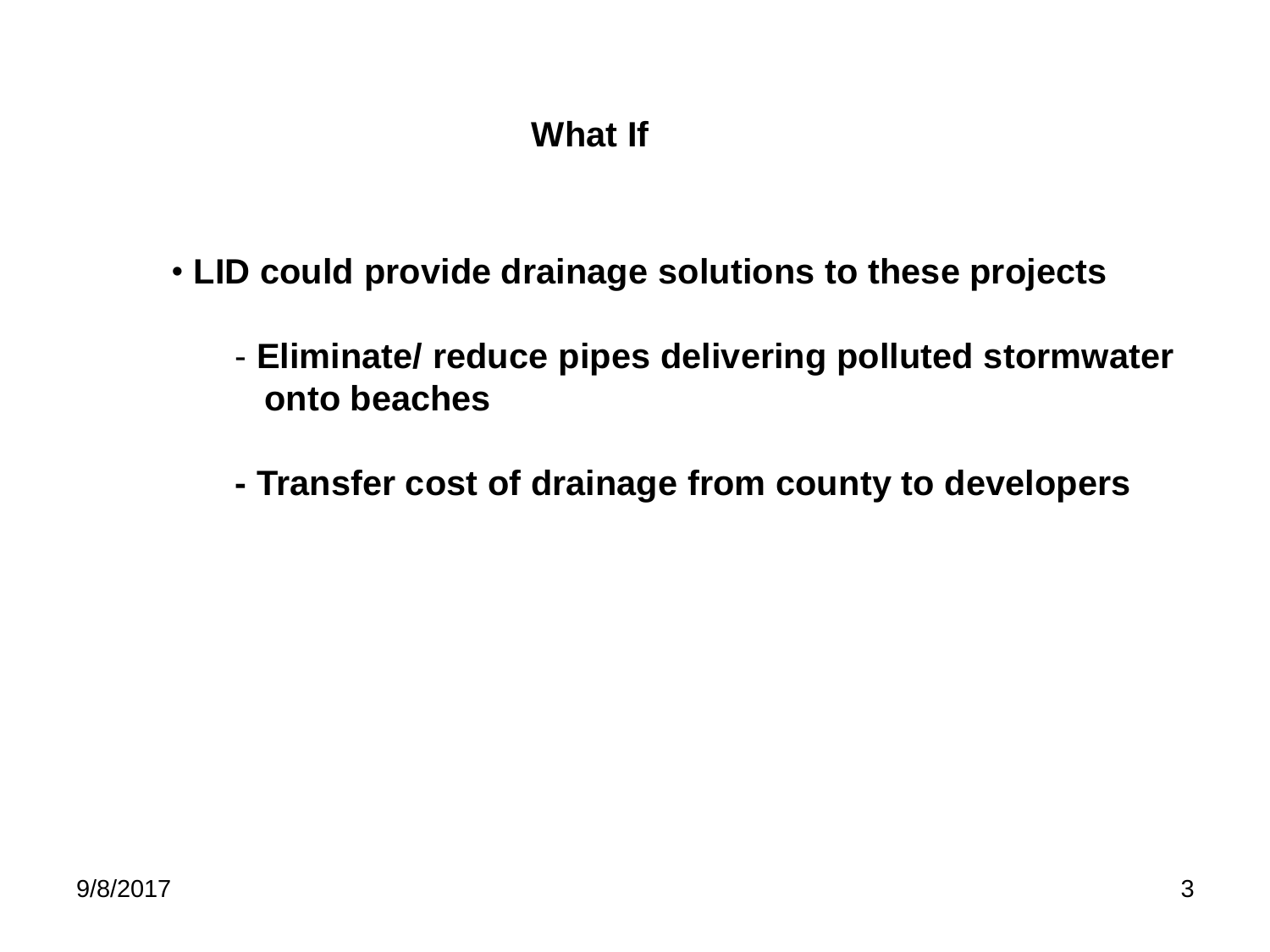## What If

- LID could provide drainage solutions to these projects
  - Eliminate/ reduce pipes delivering polluted stormwater onto beaches
  - Transfer cost of drainage from county to developers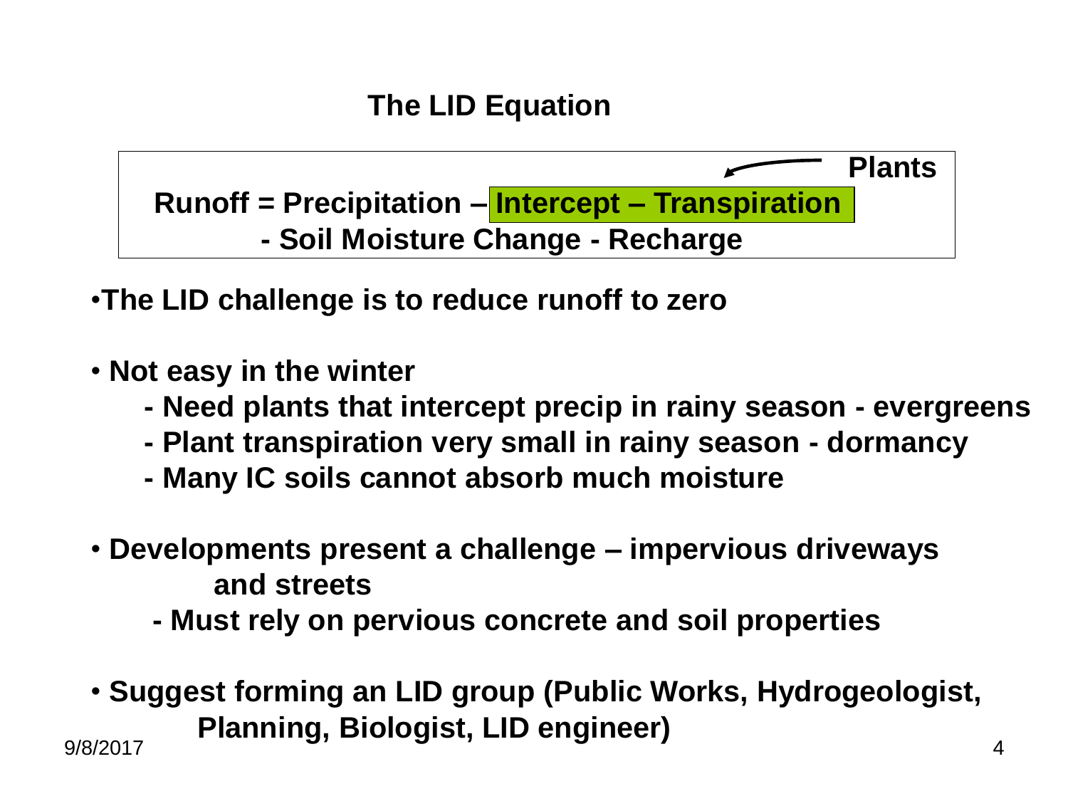## The LID Equation

Plants

**Runoff = Precipitation – Intercept – Transpiration**
**- Soil Moisture Change - Recharge**

- **The LID challenge is to reduce runoff to zero**

- **Not easy in the winter**
  - **Need plants that intercept precip in rainy season - evergreens**
  - **Plant transpiration very small in rainy season - dormancy**
  - **Many IC soils cannot absorb much moisture**

- **Developments present a challenge – impervious driveways and streets**
  - **Must rely on pervious concrete and soil properties**

- **Suggest forming an LID group (Public Works, Hydrogeologist, Planning, Biologist, LID engineer)**

9/8/2017